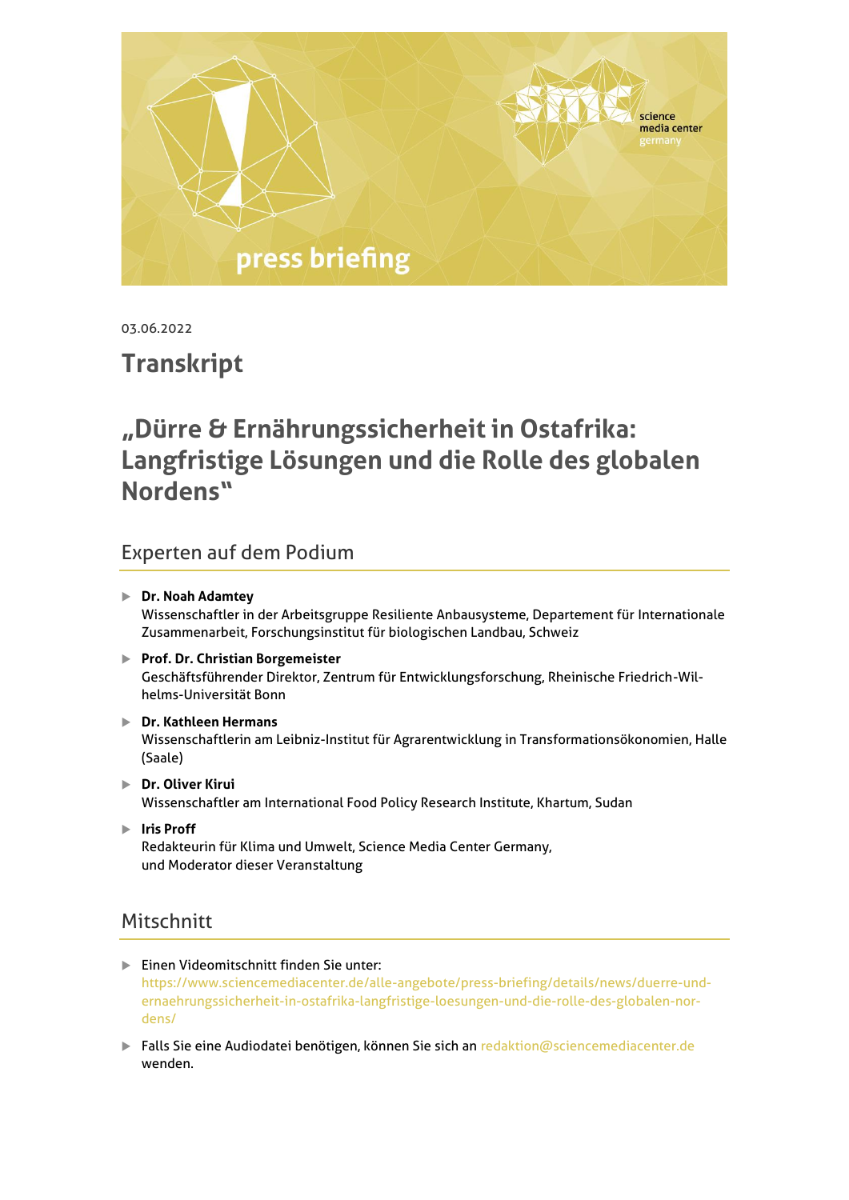press briefing

03.06.2022

# Transkript

# „Dürre & Ernährungssicherheit in Ostafrika: Langfristige Lösungen und die Rolle des globalen Nordens"

## Experten auf dem Podium

- **Dr. Noah Adamtey**
  Wissenschaftler in der Arbeitsgruppe Resiliente Anbausysteme, Departement für Internationale Zusammenarbeit, Forschungsinstitut für biologischen Landbau, Schweiz
- **Prof. Dr. Christian Borgemeister**
  Geschäftsführender Direktor, Zentrum für Entwicklungsforschung, Rheinische Friedrich-Wilhelms-Universität Bonn
- **Dr. Kathleen Hermans**
  Wissenschaftlerin am Leibniz-Institut für Agrarentwicklung in Transformationsökonomien, Halle (Saale)
- **Dr. Oliver Kirui**
  Wissenschaftler am International Food Policy Research Institute, Khartum, Sudan
- **Iris Proff**
  Redakteurin für Klima und Umwelt, Science Media Center Germany, und Moderator dieser Veranstaltung

## Mitschnitt

- Einen Videomitschnitt finden Sie unter: https://www.sciencemediacenter.de/alle-angebote/press-briefing/details/news/duerre-und-ernaehrungssicherheit-in-ostafrika-langfristige-loesungen-und-die-rolle-des-globalen-nordens/
- Falls Sie eine Audiodatei benötigen, können Sie sich an redaktion@sciencemediacenter.de wenden.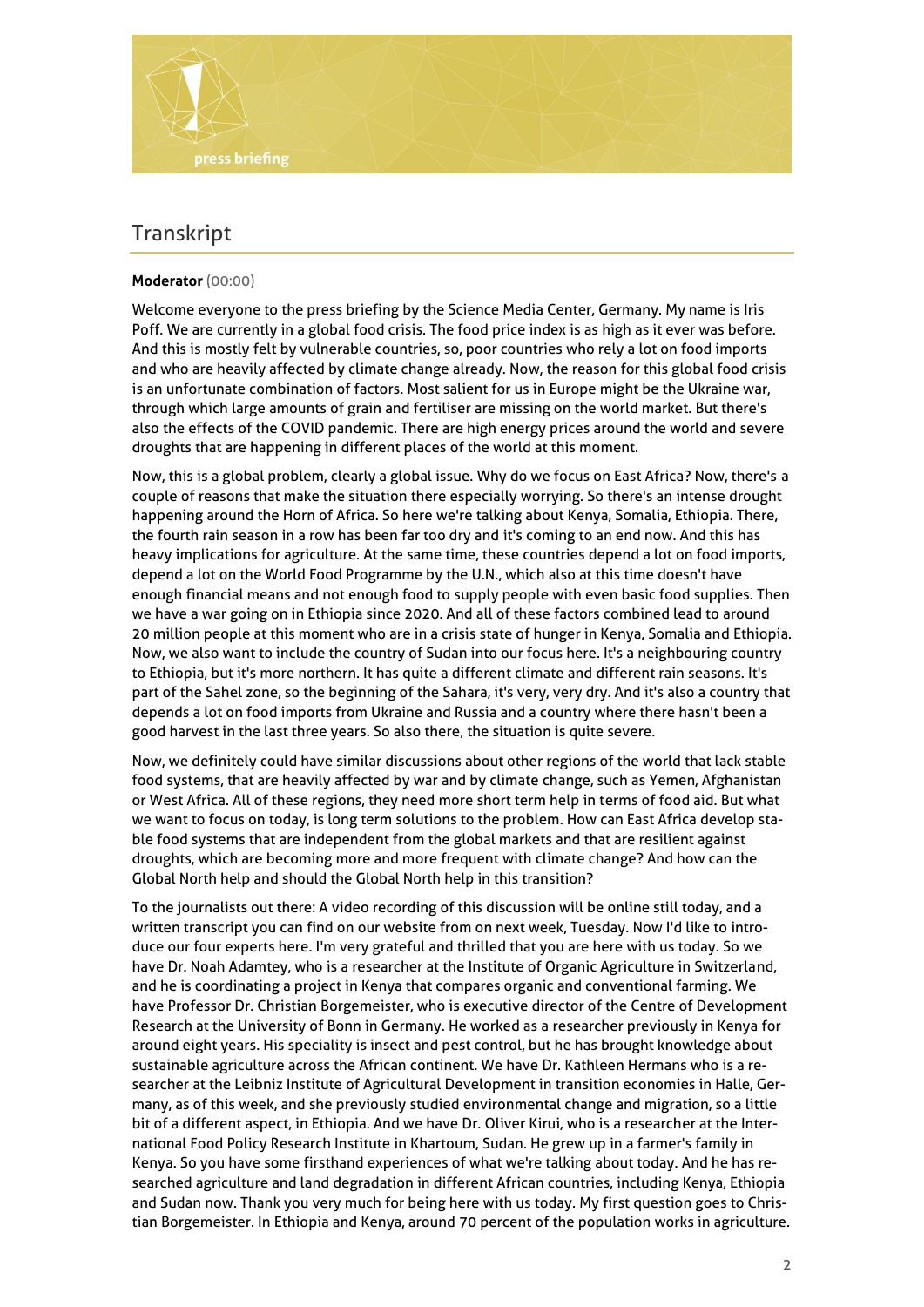# Transkript

**Moderator** (00:00)

Welcome everyone to the press briefing by the Science Media Center, Germany. My name is Iris Poff. We are currently in a global food crisis. The food price index is as high as it ever was before. And this is mostly felt by vulnerable countries, so, poor countries who rely a lot on food imports and who are heavily affected by climate change already. Now, the reason for this global food crisis is an unfortunate combination of factors. Most salient for us in Europe might be the Ukraine war, through which large amounts of grain and fertiliser are missing on the world market. But there's also the effects of the COVID pandemic. There are high energy prices around the world and severe droughts that are happening in different places of the world at this moment.

Now, this is a global problem, clearly a global issue. Why do we focus on East Africa? Now, there's a couple of reasons that make the situation there especially worrying. So there's an intense drought happening around the Horn of Africa. So here we're talking about Kenya, Somalia, Ethiopia. There, the fourth rain season in a row has been far too dry and it's coming to an end now. And this has heavy implications for agriculture. At the same time, these countries depend a lot on food imports, depend a lot on the World Food Programme by the U.N., which also at this time doesn't have enough financial means and not enough food to supply people with even basic food supplies. Then we have a war going on in Ethiopia since 2020. And all of these factors combined lead to around 20 million people at this moment who are in a crisis state of hunger in Kenya, Somalia and Ethiopia. Now, we also want to include the country of Sudan into our focus here. It's a neighbouring country to Ethiopia, but it's more northern. It has quite a different climate and different rain seasons. It's part of the Sahel zone, so the beginning of the Sahara, it's very, very dry. And it's also a country that depends a lot on food imports from Ukraine and Russia and a country where there hasn't been a good harvest in the last three years. So also there, the situation is quite severe.

Now, we definitely could have similar discussions about other regions of the world that lack stable food systems, that are heavily affected by war and by climate change, such as Yemen, Afghanistan or West Africa. All of these regions, they need more short term help in terms of food aid. But what we want to focus on today, is long term solutions to the problem. How can East Africa develop stable food systems that are independent from the global markets and that are resilient against droughts, which are becoming more and more frequent with climate change? And how can the Global North help and should the Global North help in this transition?

To the journalists out there: A video recording of this discussion will be online still today, and a written transcript you can find on our website from on next week, Tuesday. Now I'd like to introduce our four experts here. I'm very grateful and thrilled that you are here with us today. So we have Dr. Noah Adamtey, who is a researcher at the Institute of Organic Agriculture in Switzerland, and he is coordinating a project in Kenya that compares organic and conventional farming. We have Professor Dr. Christian Borgemeister, who is executive director of the Centre of Development Research at the University of Bonn in Germany. He worked as a researcher previously in Kenya for around eight years. His speciality is insect and pest control, but he has brought knowledge about sustainable agriculture across the African continent. We have Dr. Kathleen Hermans who is a researcher at the Leibniz Institute of Agricultural Development in transition economies in Halle, Germany, as of this week, and she previously studied environmental change and migration, so a little bit of a different aspect, in Ethiopia. And we have Dr. Oliver Kirui, who is a researcher at the International Food Policy Research Institute in Khartoum, Sudan. He grew up in a farmer's family in Kenya. So you have some firsthand experiences of what we're talking about today. And he has researched agriculture and land degradation in different African countries, including Kenya, Ethiopia and Sudan now. Thank you very much for being here with us today. My first question goes to Christian Borgemeister. In Ethiopia and Kenya, around 70 percent of the population works in agriculture.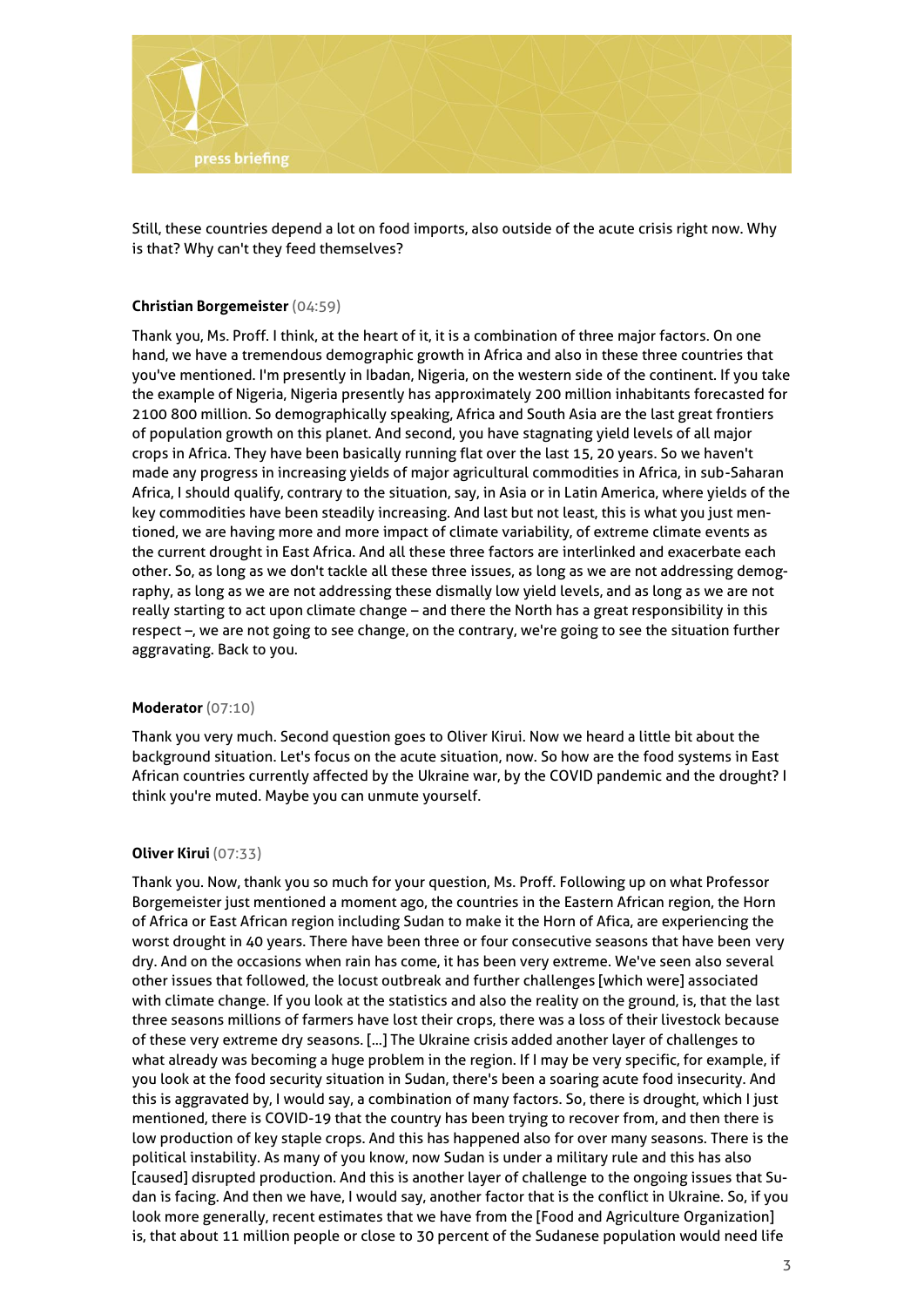Still, these countries depend a lot on food imports, also outside of the acute crisis right now. Why is that? Why can't they feed themselves?

**Christian Borgemeister** (04:59)

Thank you, Ms. Proff. I think, at the heart of it, it is a combination of three major factors. On one hand, we have a tremendous demographic growth in Africa and also in these three countries that you've mentioned. I'm presently in Ibadan, Nigeria, on the western side of the continent. If you take the example of Nigeria, Nigeria presently has approximately 200 million inhabitants forecasted for 2100 800 million. So demographically speaking, Africa and South Asia are the last great frontiers of population growth on this planet. And second, you have stagnating yield levels of all major crops in Africa. They have been basically running flat over the last 15, 20 years. So we haven't made any progress in increasing yields of major agricultural commodities in Africa, in sub-Saharan Africa, I should qualify, contrary to the situation, say, in Asia or in Latin America, where yields of the key commodities have been steadily increasing. And last but not least, this is what you just mentioned, we are having more and more impact of climate variability, of extreme climate events as the current drought in East Africa. And all these three factors are interlinked and exacerbate each other. So, as long as we don't tackle all these three issues, as long as we are not addressing demography, as long as we are not addressing these dismally low yield levels, and as long as we are not really starting to act upon climate change – and there the North has a great responsibility in this respect –, we are not going to see change, on the contrary, we're going to see the situation further aggravating. Back to you.

**Moderator** (07:10)

Thank you very much. Second question goes to Oliver Kirui. Now we heard a little bit about the background situation. Let's focus on the acute situation, now. So how are the food systems in East African countries currently affected by the Ukraine war, by the COVID pandemic and the drought? I think you're muted. Maybe you can unmute yourself.

**Oliver Kirui** (07:33)

Thank you. Now, thank you so much for your question, Ms. Proff. Following up on what Professor Borgemeister just mentioned a moment ago, the countries in the Eastern African region, the Horn of Africa or East African region including Sudan to make it the Horn of Afica, are experiencing the worst drought in 40 years. There have been three or four consecutive seasons that have been very dry. And on the occasions when rain has come, it has been very extreme. We've seen also several other issues that followed, the locust outbreak and further challenges [which were] associated with climate change. If you look at the statistics and also the reality on the ground, is, that the last three seasons millions of farmers have lost their crops, there was a loss of their livestock because of these very extreme dry seasons. […] The Ukraine crisis added another layer of challenges to what already was becoming a huge problem in the region. If I may be very specific, for example, if you look at the food security situation in Sudan, there's been a soaring acute food insecurity. And this is aggravated by, I would say, a combination of many factors. So, there is drought, which I just mentioned, there is COVID-19 that the country has been trying to recover from, and then there is low production of key staple crops. And this has happened also for over many seasons. There is the political instability. As many of you know, now Sudan is under a military rule and this has also [caused] disrupted production. And this is another layer of challenge to the ongoing issues that Sudan is facing. And then we have, I would say, another factor that is the conflict in Ukraine. So, if you look more generally, recent estimates that we have from the [Food and Agriculture Organization] is, that about 11 million people or close to 30 percent of the Sudanese population would need life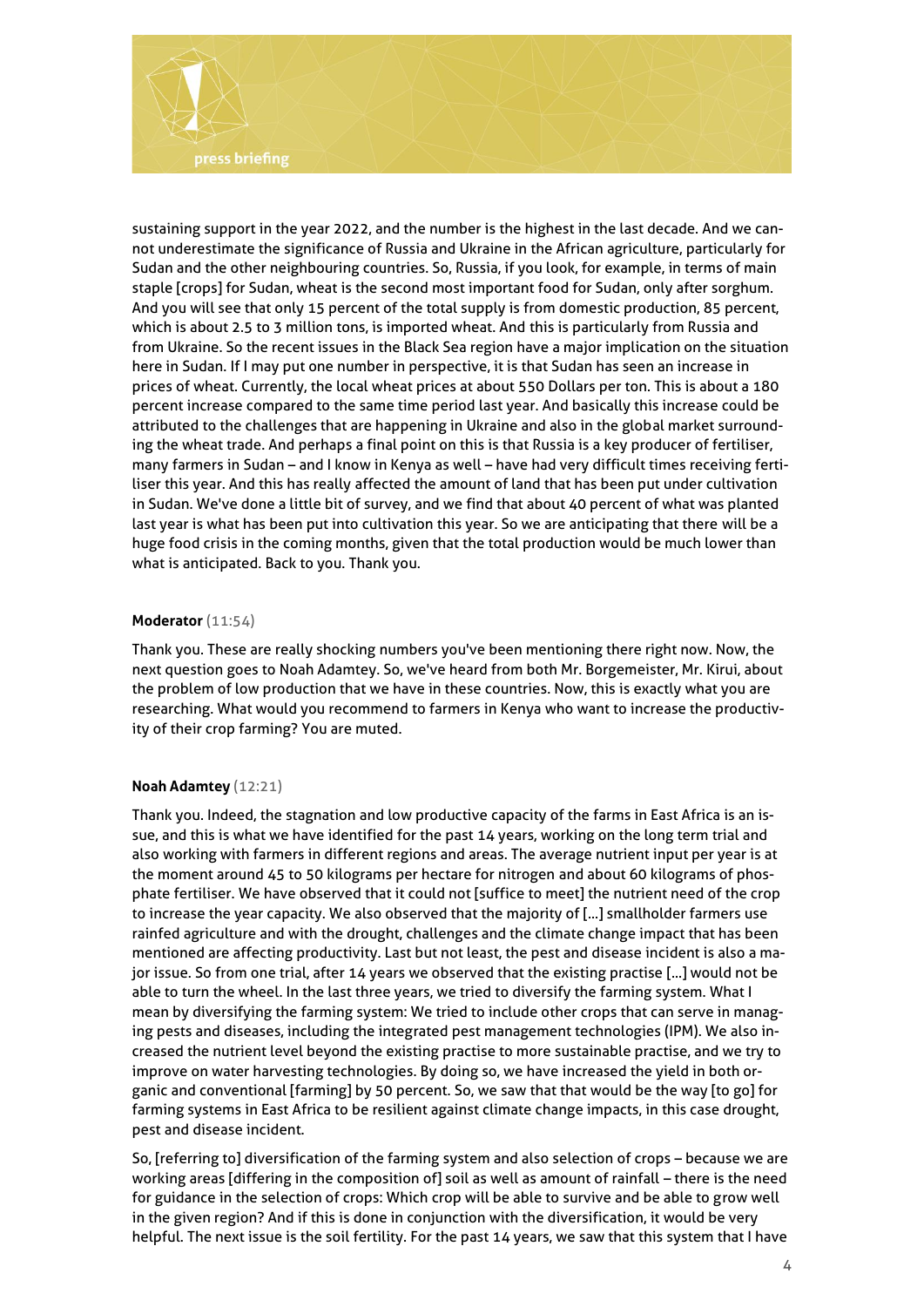sustaining support in the year 2022, and the number is the highest in the last decade. And we cannot underestimate the significance of Russia and Ukraine in the African agriculture, particularly for Sudan and the other neighbouring countries. So, Russia, if you look, for example, in terms of main staple [crops] for Sudan, wheat is the second most important food for Sudan, only after sorghum. And you will see that only 15 percent of the total supply is from domestic production, 85 percent, which is about 2.5 to 3 million tons, is imported wheat. And this is particularly from Russia and from Ukraine. So the recent issues in the Black Sea region have a major implication on the situation here in Sudan. If I may put one number in perspective, it is that Sudan has seen an increase in prices of wheat. Currently, the local wheat prices at about 550 Dollars per ton. This is about a 180 percent increase compared to the same time period last year. And basically this increase could be attributed to the challenges that are happening in Ukraine and also in the global market surrounding the wheat trade. And perhaps a final point on this is that Russia is a key producer of fertiliser, many farmers in Sudan – and I know in Kenya as well – have had very difficult times receiving fertiliser this year. And this has really affected the amount of land that has been put under cultivation in Sudan. We've done a little bit of survey, and we find that about 40 percent of what was planted last year is what has been put into cultivation this year. So we are anticipating that there will be a huge food crisis in the coming months, given that the total production would be much lower than what is anticipated. Back to you. Thank you.

**Moderator** (11:54)

Thank you. These are really shocking numbers you've been mentioning there right now. Now, the next question goes to Noah Adamtey. So, we've heard from both Mr. Borgemeister, Mr. Kirui, about the problem of low production that we have in these countries. Now, this is exactly what you are researching. What would you recommend to farmers in Kenya who want to increase the productivity of their crop farming? You are muted.

**Noah Adamtey** (12:21)

Thank you. Indeed, the stagnation and low productive capacity of the farms in East Africa is an issue, and this is what we have identified for the past 14 years, working on the long term trial and also working with farmers in different regions and areas. The average nutrient input per year is at the moment around 45 to 50 kilograms per hectare for nitrogen and about 60 kilograms of phosphate fertiliser. We have observed that it could not [suffice to meet] the nutrient need of the crop to increase the year capacity. We also observed that the majority of […] smallholder farmers use rainfed agriculture and with the drought, challenges and the climate change impact that has been mentioned are affecting productivity. Last but not least, the pest and disease incident is also a major issue. So from one trial, after 14 years we observed that the existing practise […] would not be able to turn the wheel. In the last three years, we tried to diversify the farming system. What I mean by diversifying the farming system: We tried to include other crops that can serve in managing pests and diseases, including the integrated pest management technologies (IPM). We also increased the nutrient level beyond the existing practise to more sustainable practise, and we try to improve on water harvesting technologies. By doing so, we have increased the yield in both organic and conventional [farming] by 50 percent. So, we saw that that would be the way [to go] for farming systems in East Africa to be resilient against climate change impacts, in this case drought, pest and disease incident.

So, [referring to] diversification of the farming system and also selection of crops – because we are working areas [differing in the composition of] soil as well as amount of rainfall – there is the need for guidance in the selection of crops: Which crop will be able to survive and be able to grow well in the given region? And if this is done in conjunction with the diversification, it would be very helpful. The next issue is the soil fertility. For the past 14 years, we saw that this system that I have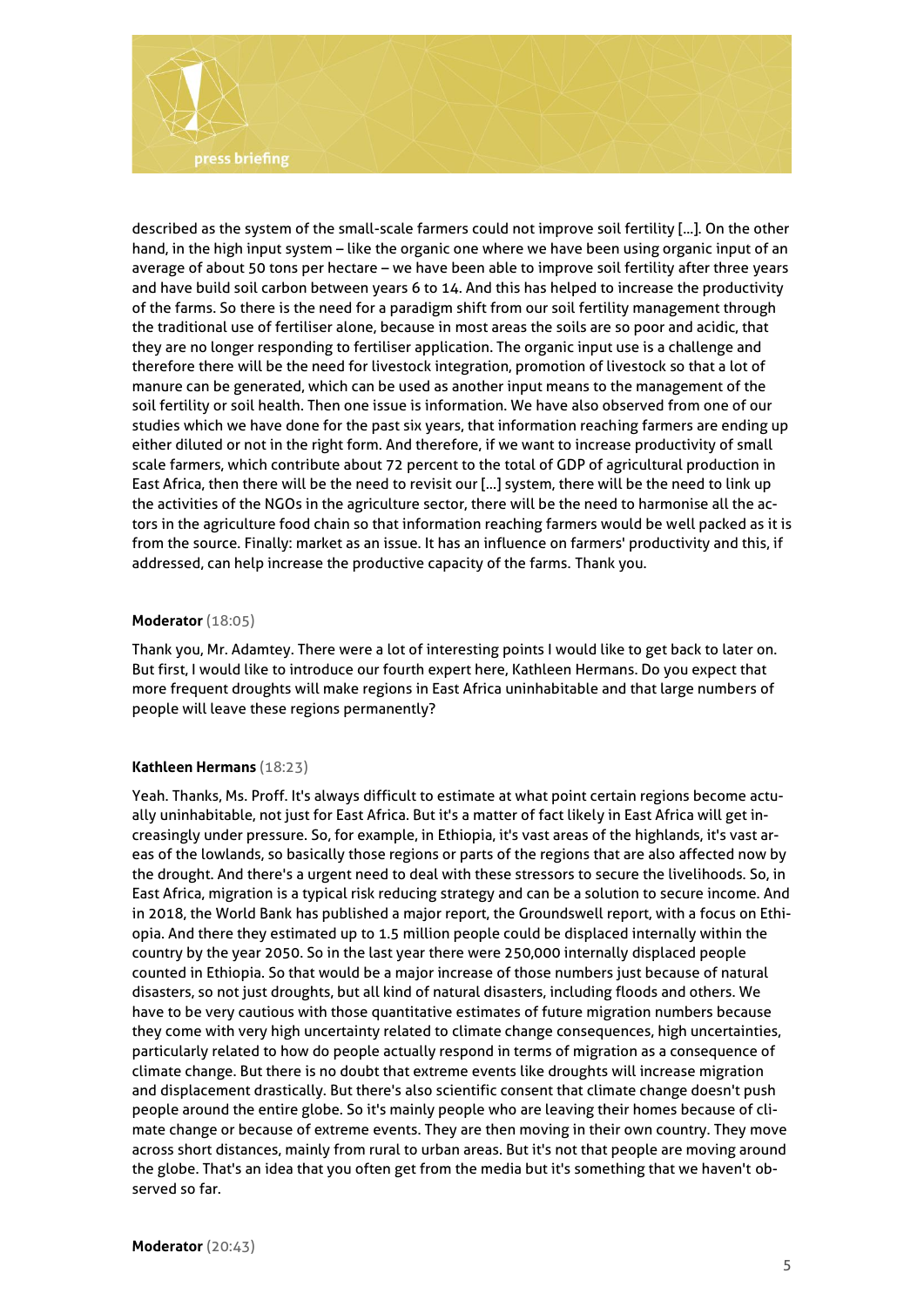described as the system of the small-scale farmers could not improve soil fertility [...]. On the other hand, in the high input system – like the organic one where we have been using organic input of an average of about 50 tons per hectare – we have been able to improve soil fertility after three years and have build soil carbon between years 6 to 14. And this has helped to increase the productivity of the farms. So there is the need for a paradigm shift from our soil fertility management through the traditional use of fertiliser alone, because in most areas the soils are so poor and acidic, that they are no longer responding to fertiliser application. The organic input use is a challenge and therefore there will be the need for livestock integration, promotion of livestock so that a lot of manure can be generated, which can be used as another input means to the management of the soil fertility or soil health. Then one issue is information. We have also observed from one of our studies which we have done for the past six years, that information reaching farmers are ending up either diluted or not in the right form. And therefore, if we want to increase productivity of small scale farmers, which contribute about 72 percent to the total of GDP of agricultural production in East Africa, then there will be the need to revisit our [...] system, there will be the need to link up the activities of the NGOs in the agriculture sector, there will be the need to harmonise all the actors in the agriculture food chain so that information reaching farmers would be well packed as it is from the source. Finally: market as an issue. It has an influence on farmers' productivity and this, if addressed, can help increase the productive capacity of the farms. Thank you.

**Moderator** (18:05)

Thank you, Mr. Adamtey. There were a lot of interesting points I would like to get back to later on. But first, I would like to introduce our fourth expert here, Kathleen Hermans. Do you expect that more frequent droughts will make regions in East Africa uninhabitable and that large numbers of people will leave these regions permanently?

**Kathleen Hermans** (18:23)

Yeah. Thanks, Ms. Proff. It's always difficult to estimate at what point certain regions become actually uninhabitable, not just for East Africa. But it's a matter of fact likely in East Africa will get increasingly under pressure. So, for example, in Ethiopia, it's vast areas of the highlands, it's vast areas of the lowlands, so basically those regions or parts of the regions that are also affected now by the drought. And there's a urgent need to deal with these stressors to secure the livelihoods. So, in East Africa, migration is a typical risk reducing strategy and can be a solution to secure income. And in 2018, the World Bank has published a major report, the Groundswell report, with a focus on Ethiopia. And there they estimated up to 1.5 million people could be displaced internally within the country by the year 2050. So in the last year there were 250,000 internally displaced people counted in Ethiopia. So that would be a major increase of those numbers just because of natural disasters, so not just droughts, but all kind of natural disasters, including floods and others. We have to be very cautious with those quantitative estimates of future migration numbers because they come with very high uncertainty related to climate change consequences, high uncertainties, particularly related to how do people actually respond in terms of migration as a consequence of climate change. But there is no doubt that extreme events like droughts will increase migration and displacement drastically. But there's also scientific consent that climate change doesn't push people around the entire globe. So it's mainly people who are leaving their homes because of climate change or because of extreme events. They are then moving in their own country. They move across short distances, mainly from rural to urban areas. But it's not that people are moving around the globe. That's an idea that you often get from the media but it's something that we haven't observed so far.

**Moderator** (20:43)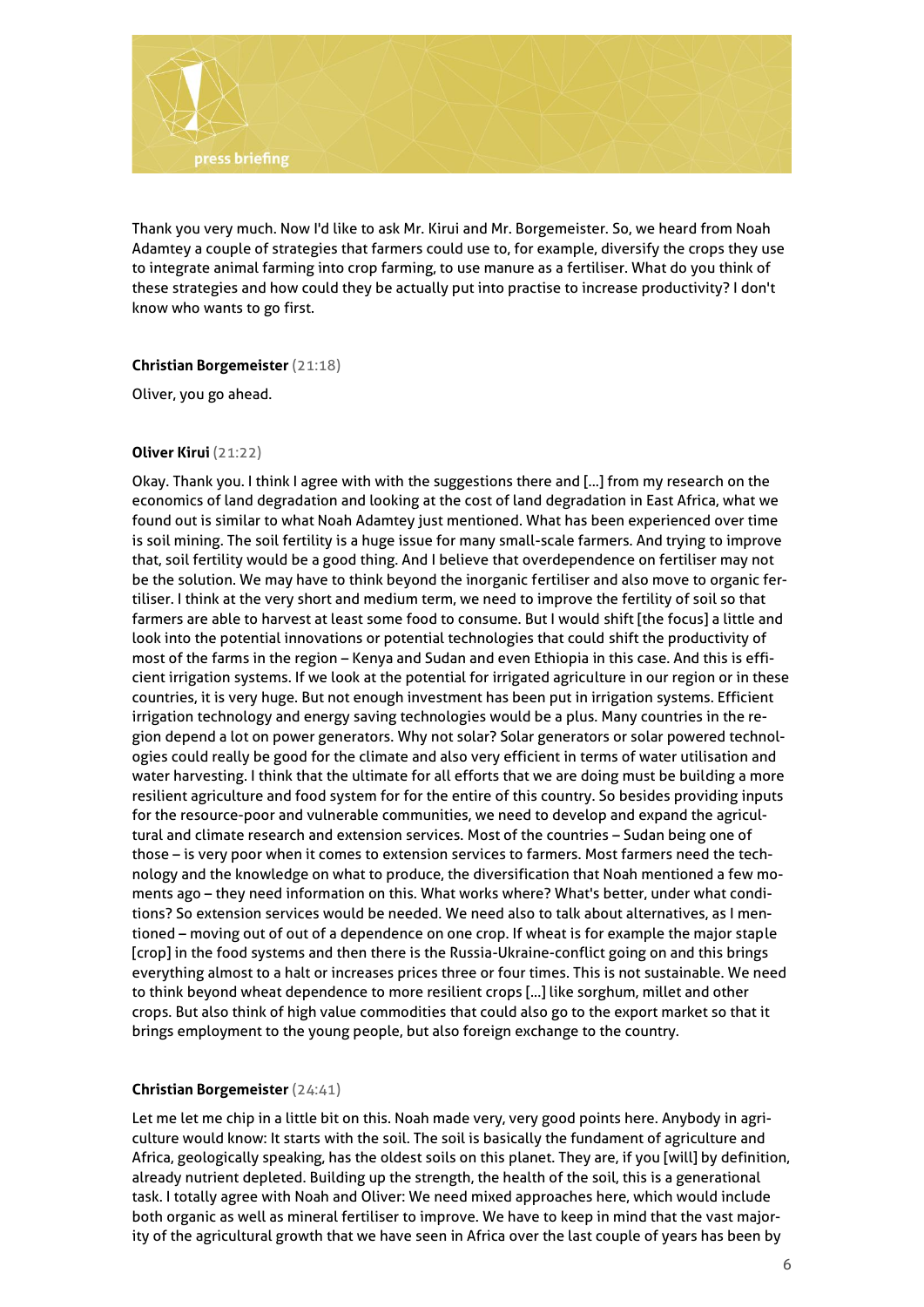Thank you very much. Now I'd like to ask Mr. Kirui and Mr. Borgemeister. So, we heard from Noah Adamtey a couple of strategies that farmers could use to, for example, diversify the crops they use to integrate animal farming into crop farming, to use manure as a fertiliser. What do you think of these strategies and how could they be actually put into practise to increase productivity? I don't know who wants to go first.

**Christian Borgemeister** (21:18)

Oliver, you go ahead.

**Oliver Kirui** (21:22)

Okay. Thank you. I think I agree with with the suggestions there and [...] from my research on the economics of land degradation and looking at the cost of land degradation in East Africa, what we found out is similar to what Noah Adamtey just mentioned. What has been experienced over time is soil mining. The soil fertility is a huge issue for many small-scale farmers. And trying to improve that, soil fertility would be a good thing. And I believe that overdependence on fertiliser may not be the solution. We may have to think beyond the inorganic fertiliser and also move to organic fertiliser. I think at the very short and medium term, we need to improve the fertility of soil so that farmers are able to harvest at least some food to consume. But I would shift [the focus] a little and look into the potential innovations or potential technologies that could shift the productivity of most of the farms in the region – Kenya and Sudan and even Ethiopia in this case. And this is efficient irrigation systems. If we look at the potential for irrigated agriculture in our region or in these countries, it is very huge. But not enough investment has been put in irrigation systems. Efficient irrigation technology and energy saving technologies would be a plus. Many countries in the region depend a lot on power generators. Why not solar? Solar generators or solar powered technologies could really be good for the climate and also very efficient in terms of water utilisation and water harvesting. I think that the ultimate for all efforts that we are doing must be building a more resilient agriculture and food system for for the entire of this country. So besides providing inputs for the resource-poor and vulnerable communities, we need to develop and expand the agricultural and climate research and extension services. Most of the countries – Sudan being one of those – is very poor when it comes to extension services to farmers. Most farmers need the technology and the knowledge on what to produce, the diversification that Noah mentioned a few moments ago – they need information on this. What works where? What's better, under what conditions? So extension services would be needed. We need also to talk about alternatives, as I mentioned – moving out of out of a dependence on one crop. If wheat is for example the major staple [crop] in the food systems and then there is the Russia-Ukraine-conflict going on and this brings everything almost to a halt or increases prices three or four times. This is not sustainable. We need to think beyond wheat dependence to more resilient crops [...] like sorghum, millet and other crops. But also think of high value commodities that could also go to the export market so that it brings employment to the young people, but also foreign exchange to the country.

**Christian Borgemeister** (24:41)

Let me let me chip in a little bit on this. Noah made very, very good points here. Anybody in agriculture would know: It starts with the soil. The soil is basically the fundament of agriculture and Africa, geologically speaking, has the oldest soils on this planet. They are, if you [will] by definition, already nutrient depleted. Building up the strength, the health of the soil, this is a generational task. I totally agree with Noah and Oliver: We need mixed approaches here, which would include both organic as well as mineral fertiliser to improve. We have to keep in mind that the vast majority of the agricultural growth that we have seen in Africa over the last couple of years has been by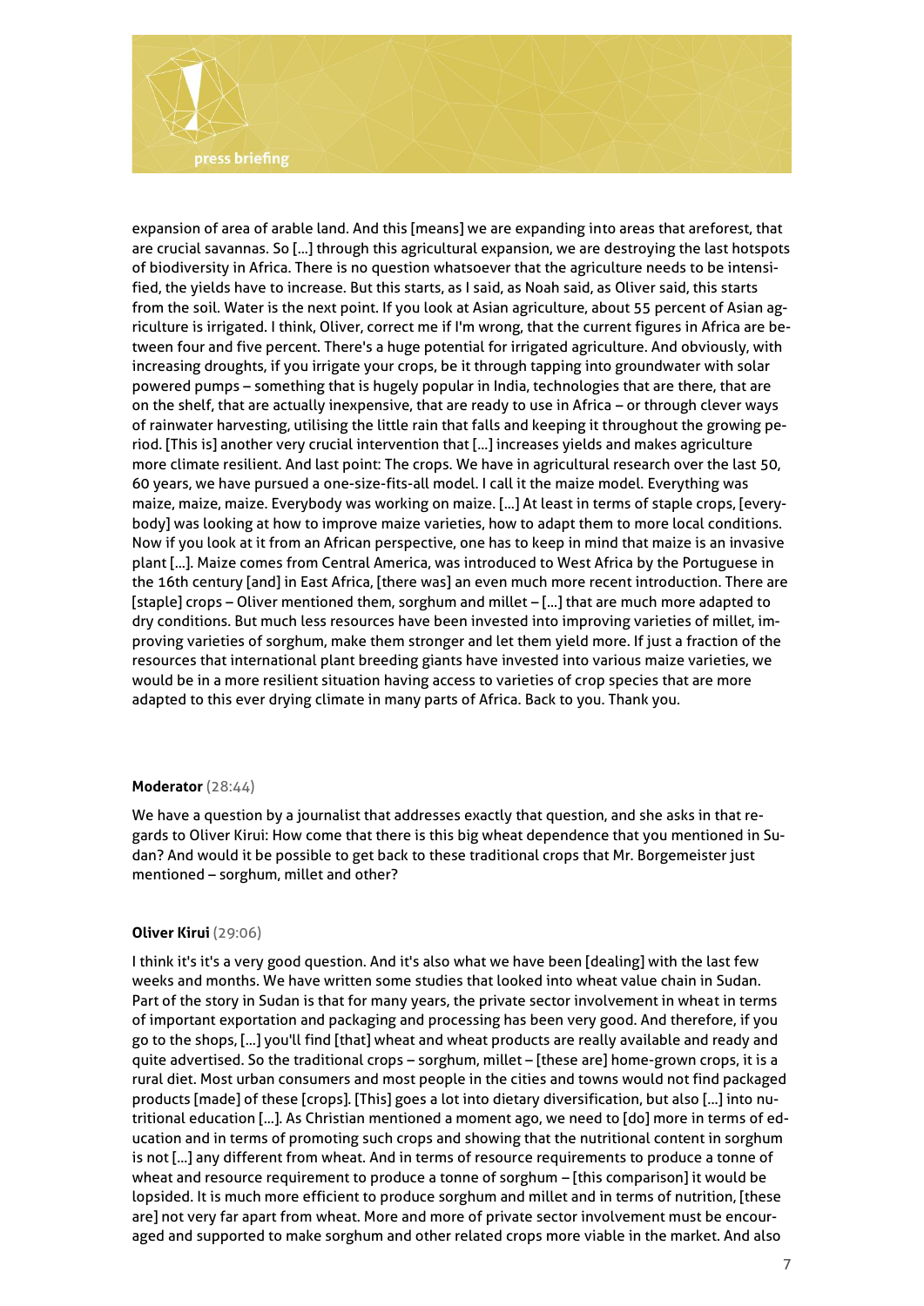expansion of area of arable land. And this [means] we are expanding into areas that areforest, that are crucial savannas. So [...] through this agricultural expansion, we are destroying the last hotspots of biodiversity in Africa. There is no question whatsoever that the agriculture needs to be intensified, the yields have to increase. But this starts, as I said, as Noah said, as Oliver said, this starts from the soil. Water is the next point. If you look at Asian agriculture, about 55 percent of Asian agriculture is irrigated. I think, Oliver, correct me if I'm wrong, that the current figures in Africa are between four and five percent. There's a huge potential for irrigated agriculture. And obviously, with increasing droughts, if you irrigate your crops, be it through tapping into groundwater with solar powered pumps – something that is hugely popular in India, technologies that are there, that are on the shelf, that are actually inexpensive, that are ready to use in Africa – or through clever ways of rainwater harvesting, utilising the little rain that falls and keeping it throughout the growing period. [This is] another very crucial intervention that [...] increases yields and makes agriculture more climate resilient. And last point: The crops. We have in agricultural research over the last 50, 60 years, we have pursued a one-size-fits-all model. I call it the maize model. Everything was maize, maize, maize. Everybody was working on maize. [...] At least in terms of staple crops, [everybody] was looking at how to improve maize varieties, how to adapt them to more local conditions. Now if you look at it from an African perspective, one has to keep in mind that maize is an invasive plant [...]. Maize comes from Central America, was introduced to West Africa by the Portuguese in the 16th century [and] in East Africa, [there was] an even much more recent introduction. There are [staple] crops – Oliver mentioned them, sorghum and millet – [...] that are much more adapted to dry conditions. But much less resources have been invested into improving varieties of millet, improving varieties of sorghum, make them stronger and let them yield more. If just a fraction of the resources that international plant breeding giants have invested into various maize varieties, we would be in a more resilient situation having access to varieties of crop species that are more adapted to this ever drying climate in many parts of Africa. Back to you. Thank you.

**Moderator** (28:44)

We have a question by a journalist that addresses exactly that question, and she asks in that regards to Oliver Kirui: How come that there is this big wheat dependence that you mentioned in Sudan? And would it be possible to get back to these traditional crops that Mr. Borgemeister just mentioned – sorghum, millet and other?

**Oliver Kirui** (29:06)

I think it's it's a very good question. And it's also what we have been [dealing] with the last few weeks and months. We have written some studies that looked into wheat value chain in Sudan. Part of the story in Sudan is that for many years, the private sector involvement in wheat in terms of important exportation and packaging and processing has been very good. And therefore, if you go to the shops, [...] you'll find [that] wheat and wheat products are really available and ready and quite advertised. So the traditional crops – sorghum, millet – [these are] home-grown crops, it is a rural diet. Most urban consumers and most people in the cities and towns would not find packaged products [made] of these [crops]. [This] goes a lot into dietary diversification, but also [...] into nutritional education [...]. As Christian mentioned a moment ago, we need to [do] more in terms of education and in terms of promoting such crops and showing that the nutritional content in sorghum is not [...] any different from wheat. And in terms of resource requirements to produce a tonne of wheat and resource requirement to produce a tonne of sorghum – [this comparison] it would be lopsided. It is much more efficient to produce sorghum and millet and in terms of nutrition, [these are] not very far apart from wheat. More and more of private sector involvement must be encouraged and supported to make sorghum and other related crops more viable in the market. And also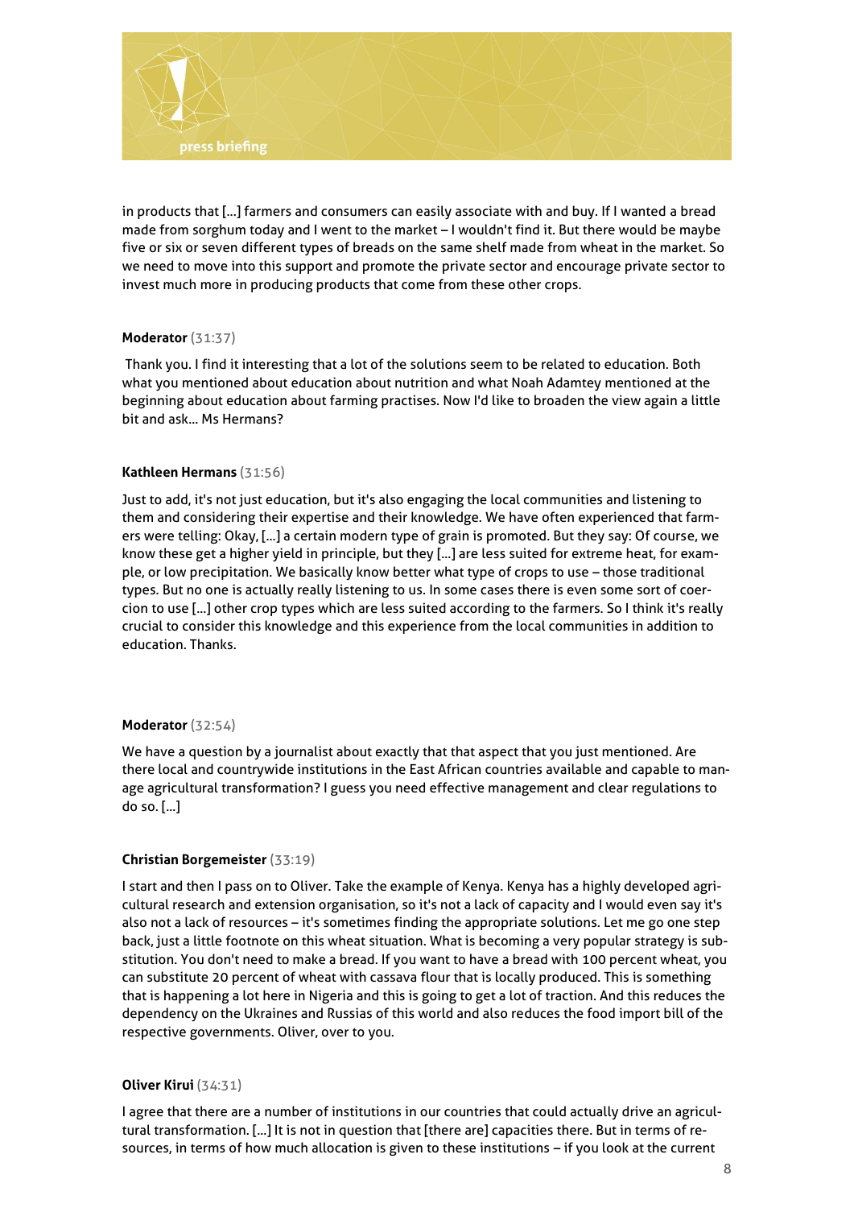in products that […] farmers and consumers can easily associate with and buy. If I wanted a bread made from sorghum today and I went to the market – I wouldn't find it. But there would be maybe five or six or seven different types of breads on the same shelf made from wheat in the market. So we need to move into this support and promote the private sector and encourage private sector to invest much more in producing products that come from these other crops.

**Moderator** (31:37)

Thank you. I find it interesting that a lot of the solutions seem to be related to education. Both what you mentioned about education about nutrition and what Noah Adamtey mentioned at the beginning about education about farming practises. Now I'd like to broaden the view again a little bit and ask… Ms Hermans?

**Kathleen Hermans** (31:56)

Just to add, it's not just education, but it's also engaging the local communities and listening to them and considering their expertise and their knowledge. We have often experienced that farmers were telling: Okay, […] a certain modern type of grain is promoted. But they say: Of course, we know these get a higher yield in principle, but they […] are less suited for extreme heat, for example, or low precipitation. We basically know better what type of crops to use – those traditional types. But no one is actually really listening to us. In some cases there is even some sort of coercion to use […] other crop types which are less suited according to the farmers. So I think it's really crucial to consider this knowledge and this experience from the local communities in addition to education. Thanks.

**Moderator** (32:54)

We have a question by a journalist about exactly that that aspect that you just mentioned. Are there local and countrywide institutions in the East African countries available and capable to manage agricultural transformation? I guess you need effective management and clear regulations to do so. […]

**Christian Borgemeister** (33:19)

I start and then I pass on to Oliver. Take the example of Kenya. Kenya has a highly developed agricultural research and extension organisation, so it's not a lack of capacity and I would even say it's also not a lack of resources – it's sometimes finding the appropriate solutions. Let me go one step back, just a little footnote on this wheat situation. What is becoming a very popular strategy is substitution. You don't need to make a bread. If you want to have a bread with 100 percent wheat, you can substitute 20 percent of wheat with cassava flour that is locally produced. This is something that is happening a lot here in Nigeria and this is going to get a lot of traction. And this reduces the dependency on the Ukraines and Russias of this world and also reduces the food import bill of the respective governments. Oliver, over to you.

**Oliver Kirui** (34:31)

I agree that there are a number of institutions in our countries that could actually drive an agricultural transformation. […] It is not in question that [there are] capacities there. But in terms of resources, in terms of how much allocation is given to these institutions – if you look at the current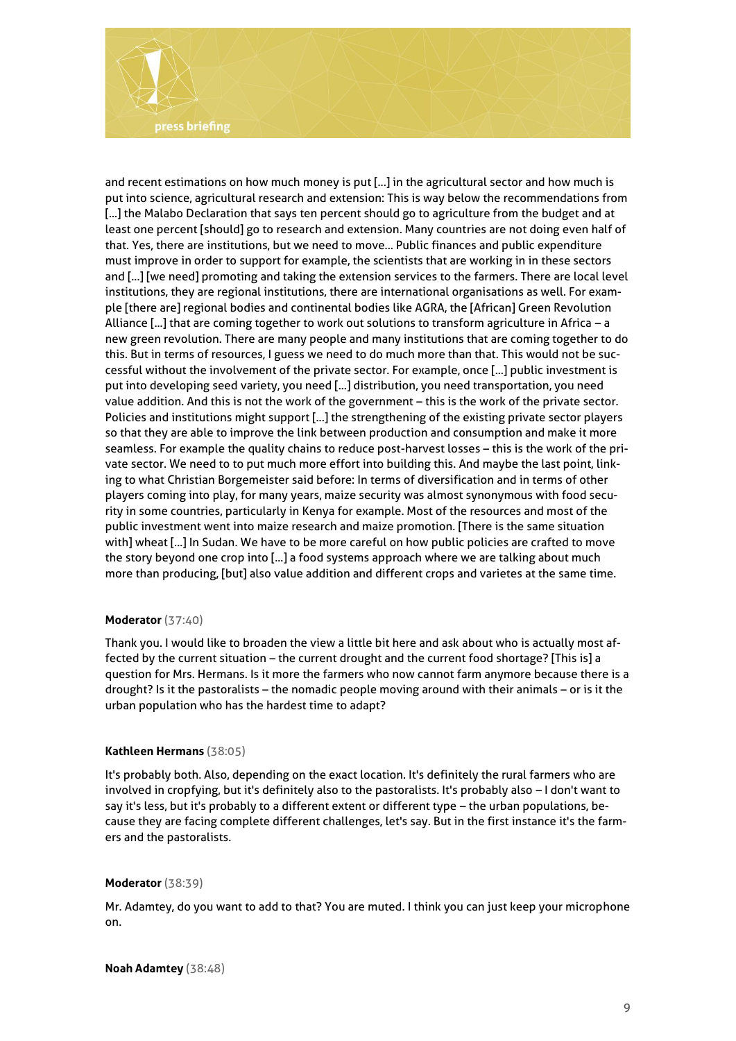and recent estimations on how much money is put [...] in the agricultural sector and how much is put into science, agricultural research and extension: This is way below the recommendations from [...] the Malabo Declaration that says ten percent should go to agriculture from the budget and at least one percent [should] go to research and extension. Many countries are not doing even half of that. Yes, there are institutions, but we need to move... Public finances and public expenditure must improve in order to support for example, the scientists that are working in in these sectors and [...] [we need] promoting and taking the extension services to the farmers. There are local level institutions, they are regional institutions, there are international organisations as well. For example [there are] regional bodies and continental bodies like AGRA, the [African] Green Revolution Alliance [...] that are coming together to work out solutions to transform agriculture in Africa – a new green revolution. There are many people and many institutions that are coming together to do this. But in terms of resources, I guess we need to do much more than that. This would not be successful without the involvement of the private sector. For example, once [...] public investment is put into developing seed variety, you need [...] distribution, you need transportation, you need value addition. And this is not the work of the government – this is the work of the private sector. Policies and institutions might support [...] the strengthening of the existing private sector players so that they are able to improve the link between production and consumption and make it more seamless. For example the quality chains to reduce post-harvest losses – this is the work of the private sector. We need to to put much more effort into building this. And maybe the last point, linking to what Christian Borgemeister said before: In terms of diversification and in terms of other players coming into play, for many years, maize security was almost synonymous with food security in some countries, particularly in Kenya for example. Most of the resources and most of the public investment went into maize research and maize promotion. [There is the same situation with] wheat [...] In Sudan. We have to be more careful on how public policies are crafted to move the story beyond one crop into [...] a food systems approach where we are talking about much more than producing, [but] also value addition and different crops and varietes at the same time.

**Moderator** (37:40)

Thank you. I would like to broaden the view a little bit here and ask about who is actually most affected by the current situation – the current drought and the current food shortage? [This is] a question for Mrs. Hermans. Is it more the farmers who now cannot farm anymore because there is a drought? Is it the pastoralists – the nomadic people moving around with their animals – or is it the urban population who has the hardest time to adapt?

**Kathleen Hermans** (38:05)

It's probably both. Also, depending on the exact location. It's definitely the rural farmers who are involved in cropfying, but it's definitely also to the pastoralists. It's probably also – I don't want to say it's less, but it's probably to a different extent or different type – the urban populations, because they are facing complete different challenges, let's say. But in the first instance it's the farmers and the pastoralists.

**Moderator** (38:39)

Mr. Adamtey, do you want to add to that? You are muted. I think you can just keep your microphone on.

**Noah Adamtey** (38:48)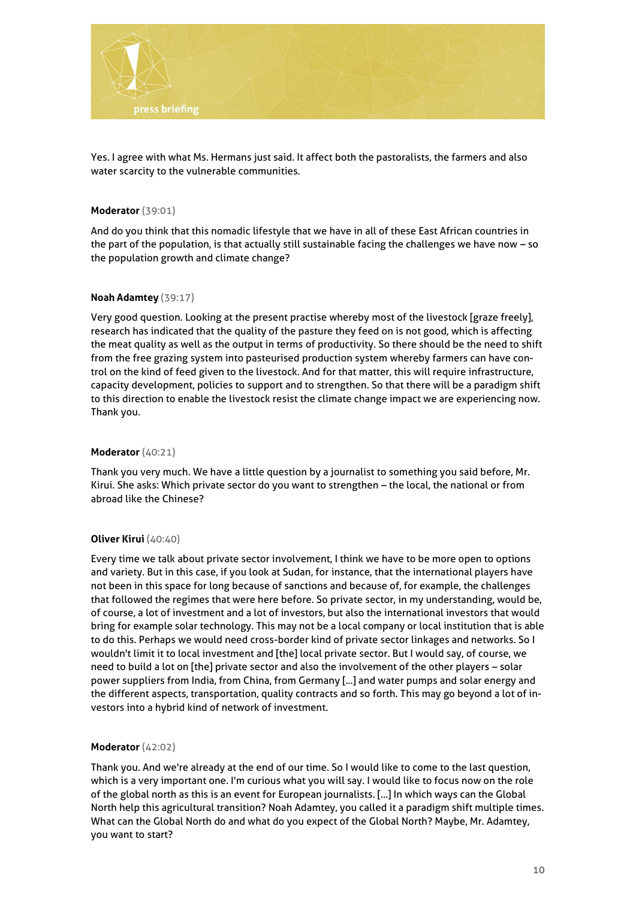Yes. I agree with what Ms. Hermans just said. It affect both the pastoralists, the farmers and also water scarcity to the vulnerable communities.

**Moderator** (39:01)

And do you think that this nomadic lifestyle that we have in all of these East African countries in the part of the population, is that actually still sustainable facing the challenges we have now – so the population growth and climate change?

**Noah Adamtey** (39:17)

Very good question. Looking at the present practise whereby most of the livestock [graze freely], research has indicated that the quality of the pasture they feed on is not good, which is affecting the meat quality as well as the output in terms of productivity. So there should be the need to shift from the free grazing system into pasteurised production system whereby farmers can have control on the kind of feed given to the livestock. And for that matter, this will require infrastructure, capacity development, policies to support and to strengthen. So that there will be a paradigm shift to this direction to enable the livestock resist the climate change impact we are experiencing now. Thank you.

**Moderator** (40:21)

Thank you very much. We have a little question by a journalist to something you said before, Mr. Kirui. She asks: Which private sector do you want to strengthen – the local, the national or from abroad like the Chinese?

**Oliver Kirui** (40:40)

Every time we talk about private sector involvement, I think we have to be more open to options and variety. But in this case, if you look at Sudan, for instance, that the international players have not been in this space for long because of sanctions and because of, for example, the challenges that followed the regimes that were here before. So private sector, in my understanding, would be, of course, a lot of investment and a lot of investors, but also the international investors that would bring for example solar technology. This may not be a local company or local institution that is able to do this. Perhaps we would need cross-border kind of private sector linkages and networks. So I wouldn't limit it to local investment and [the] local private sector. But I would say, of course, we need to build a lot on [the] private sector and also the involvement of the other players – solar power suppliers from India, from China, from Germany [...] and water pumps and solar energy and the different aspects, transportation, quality contracts and so forth. This may go beyond a lot of investors into a hybrid kind of network of investment.

**Moderator** (42:02)

Thank you. And we're already at the end of our time. So I would like to come to the last question, which is a very important one. I'm curious what you will say. I would like to focus now on the role of the global north as this is an event for European journalists. [...] In which ways can the Global North help this agricultural transition? Noah Adamtey, you called it a paradigm shift multiple times. What can the Global North do and what do you expect of the Global North? Maybe, Mr. Adamtey, you want to start?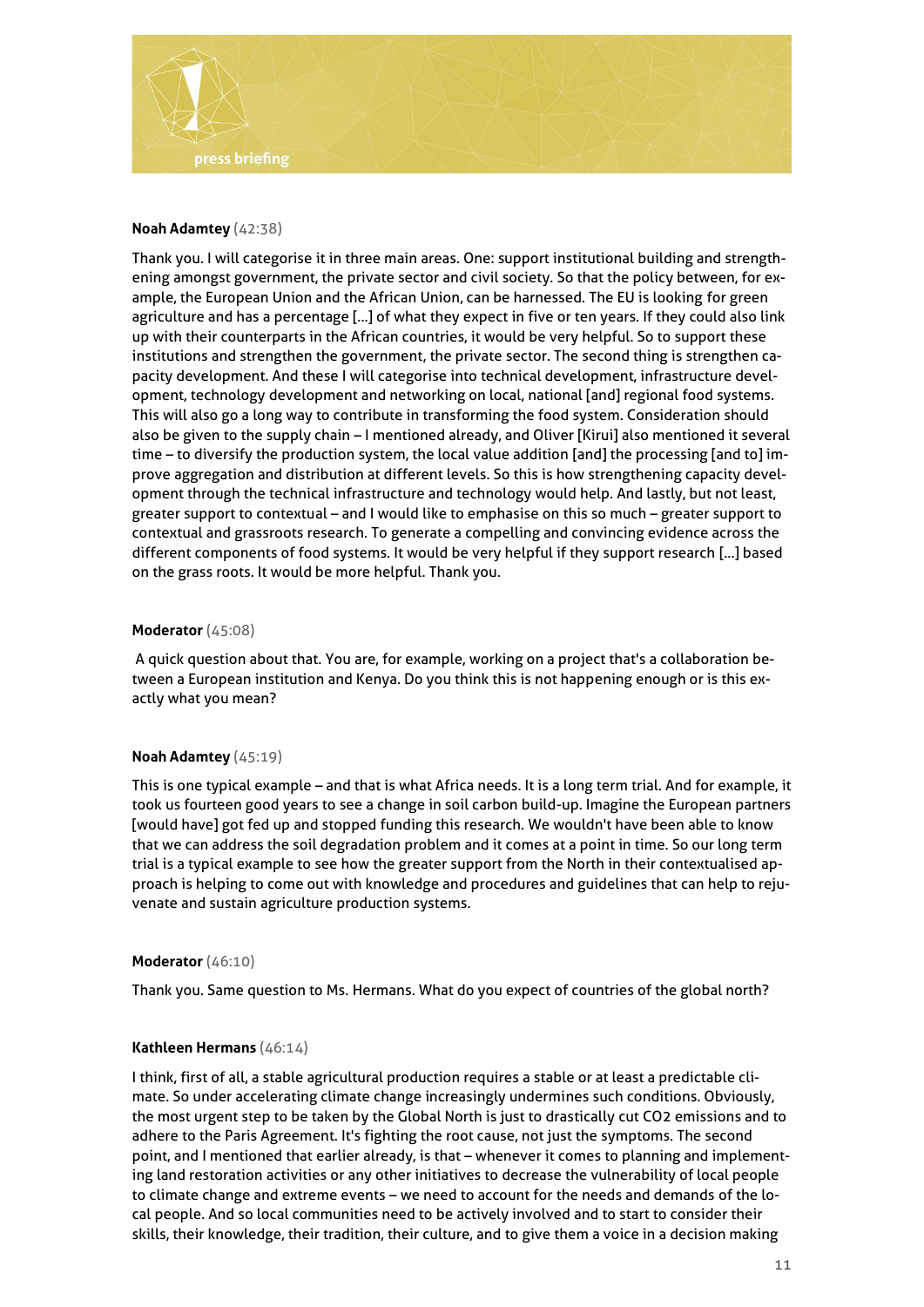**Noah Adamtey** (42:38)

Thank you. I will categorise it in three main areas. One: support institutional building and strengthening amongst government, the private sector and civil society. So that the policy between, for example, the European Union and the African Union, can be harnessed. The EU is looking for green agriculture and has a percentage [...] of what they expect in five or ten years. If they could also link up with their counterparts in the African countries, it would be very helpful. So to support these institutions and strengthen the government, the private sector. The second thing is strengthen capacity development. And these I will categorise into technical development, infrastructure development, technology development and networking on local, national [and] regional food systems. This will also go a long way to contribute in transforming the food system. Consideration should also be given to the supply chain – I mentioned already, and Oliver [Kirui] also mentioned it several time – to diversify the production system, the local value addition [and] the processing [and to] improve aggregation and distribution at different levels. So this is how strengthening capacity development through the technical infrastructure and technology would help. And lastly, but not least, greater support to contextual – and I would like to emphasise on this so much – greater support to contextual and grassroots research. To generate a compelling and convincing evidence across the different components of food systems. It would be very helpful if they support research [...] based on the grass roots. It would be more helpful. Thank you.

**Moderator** (45:08)

A quick question about that. You are, for example, working on a project that's a collaboration between a European institution and Kenya. Do you think this is not happening enough or is this exactly what you mean?

**Noah Adamtey** (45:19)

This is one typical example – and that is what Africa needs. It is a long term trial. And for example, it took us fourteen good years to see a change in soil carbon build-up. Imagine the European partners [would have] got fed up and stopped funding this research. We wouldn't have been able to know that we can address the soil degradation problem and it comes at a point in time. So our long term trial is a typical example to see how the greater support from the North in their contextualised approach is helping to come out with knowledge and procedures and guidelines that can help to rejuvenate and sustain agriculture production systems.

**Moderator** (46:10)

Thank you. Same question to Ms. Hermans. What do you expect of countries of the global north?

**Kathleen Hermans** (46:14)

I think, first of all, a stable agricultural production requires a stable or at least a predictable climate. So under accelerating climate change increasingly undermines such conditions. Obviously, the most urgent step to be taken by the Global North is just to drastically cut $CO_2$ emissions and to adhere to the Paris Agreement. It's fighting the root cause, not just the symptoms. The second point, and I mentioned that earlier already, is that – whenever it comes to planning and implementing land restoration activities or any other initiatives to decrease the vulnerability of local people to climate change and extreme events – we need to account for the needs and demands of the local people. And so local communities need to be actively involved and to start to consider their skills, their knowledge, their tradition, their culture, and to give them a voice in a decision making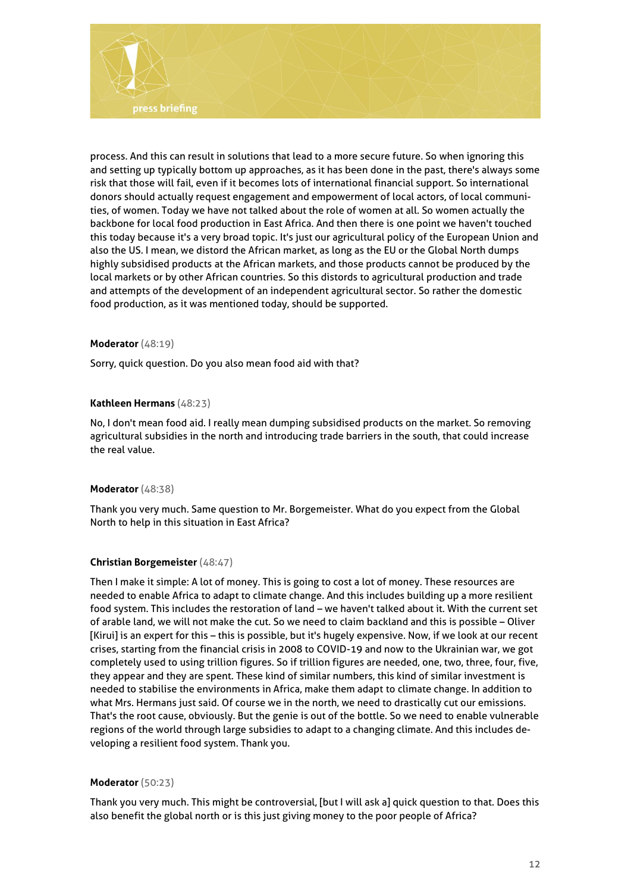process. And this can result in solutions that lead to a more secure future. So when ignoring this and setting up typically bottom up approaches, as it has been done in the past, there's always some risk that those will fail, even if it becomes lots of international financial support. So international donors should actually request engagement and empowerment of local actors, of local communities, of women. Today we have not talked about the role of women at all. So women actually the backbone for local food production in East Africa. And then there is one point we haven't touched this today because it's a very broad topic. It's just our agricultural policy of the European Union and also the US. I mean, we distord the African market, as long as the EU or the Global North dumps highly subsidised products at the African markets, and those products cannot be produced by the local markets or by other African countries. So this distords to agricultural production and trade and attempts of the development of an independent agricultural sector. So rather the domestic food production, as it was mentioned today, should be supported.

**Moderator** (48:19)

Sorry, quick question. Do you also mean food aid with that?

**Kathleen Hermans** (48:23)

No, I don't mean food aid. I really mean dumping subsidised products on the market. So removing agricultural subsidies in the north and introducing trade barriers in the south, that could increase the real value.

**Moderator** (48:38)

Thank you very much. Same question to Mr. Borgemeister. What do you expect from the Global North to help in this situation in East Africa?

**Christian Borgemeister** (48:47)

Then I make it simple: A lot of money. This is going to cost a lot of money. These resources are needed to enable Africa to adapt to climate change. And this includes building up a more resilient food system. This includes the restoration of land – we haven't talked about it. With the current set of arable land, we will not make the cut. So we need to claim backland and this is possible – Oliver [Kirui] is an expert for this – this is possible, but it's hugely expensive. Now, if we look at our recent crises, starting from the financial crisis in 2008 to COVID-19 and now to the Ukrainian war, we got completely used to using trillion figures. So if trillion figures are needed, one, two, three, four, five, they appear and they are spent. These kind of similar numbers, this kind of similar investment is needed to stabilise the environments in Africa, make them adapt to climate change. In addition to what Mrs. Hermans just said. Of course we in the north, we need to drastically cut our emissions. That's the root cause, obviously. But the genie is out of the bottle. So we need to enable vulnerable regions of the world through large subsidies to adapt to a changing climate. And this includes developing a resilient food system. Thank you.

**Moderator** (50:23)

Thank you very much. This might be controversial, [but I will ask a] quick question to that. Does this also benefit the global north or is this just giving money to the poor people of Africa?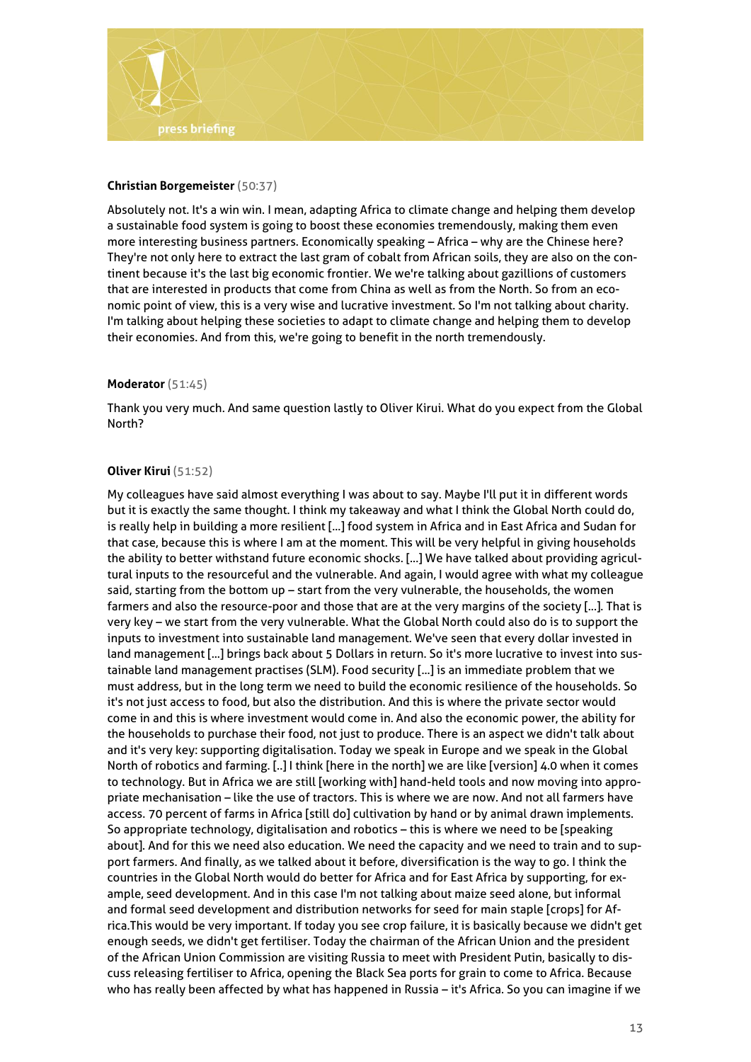**Christian Borgemeister** (50:37)

Absolutely not. It's a win win. I mean, adapting Africa to climate change and helping them develop a sustainable food system is going to boost these economies tremendously, making them even more interesting business partners. Economically speaking – Africa – why are the Chinese here? They're not only here to extract the last gram of cobalt from African soils, they are also on the continent because it's the last big economic frontier. We we're talking about gazillions of customers that are interested in products that come from China as well as from the North. So from an economic point of view, this is a very wise and lucrative investment. So I'm not talking about charity. I'm talking about helping these societies to adapt to climate change and helping them to develop their economies. And from this, we're going to benefit in the north tremendously.

**Moderator** (51:45)

Thank you very much. And same question lastly to Oliver Kirui. What do you expect from the Global North?

**Oliver Kirui** (51:52)

My colleagues have said almost everything I was about to say. Maybe I'll put it in different words but it is exactly the same thought. I think my takeaway and what I think the Global North could do, is really help in building a more resilient [...] food system in Africa and in East Africa and Sudan for that case, because this is where I am at the moment. This will be very helpful in giving households the ability to better withstand future economic shocks. [...] We have talked about providing agricultural inputs to the resourceful and the vulnerable. And again, I would agree with what my colleague said, starting from the bottom up – start from the very vulnerable, the households, the women farmers and also the resource-poor and those that are at the very margins of the society [...]. That is very key – we start from the very vulnerable. What the Global North could also do is to support the inputs to investment into sustainable land management. We've seen that every dollar invested in land management [...] brings back about 5 Dollars in return. So it's more lucrative to invest into sustainable land management practises (SLM). Food security [...] is an immediate problem that we must address, but in the long term we need to build the economic resilience of the households. So it's not just access to food, but also the distribution. And this is where the private sector would come in and this is where investment would come in. And also the economic power, the ability for the households to purchase their food, not just to produce. There is an aspect we didn't talk about and it's very key: supporting digitalisation. Today we speak in Europe and we speak in the Global North of robotics and farming. [..] I think [here in the north] we are like [version] 4.0 when it comes to technology. But in Africa we are still [working with] hand-held tools and now moving into appropriate mechanisation – like the use of tractors. This is where we are now. And not all farmers have access. 70 percent of farms in Africa [still do] cultivation by hand or by animal drawn implements. So appropriate technology, digitalisation and robotics – this is where we need to be [speaking about]. And for this we need also education. We need the capacity and we need to train and to support farmers. And finally, as we talked about it before, diversification is the way to go. I think the countries in the Global North would do better for Africa and for East Africa by supporting, for example, seed development. And in this case I'm not talking about maize seed alone, but informal and formal seed development and distribution networks for seed for main staple [crops] for Africa.This would be very important. If today you see crop failure, it is basically because we didn't get enough seeds, we didn't get fertiliser. Today the chairman of the African Union and the president of the African Union Commission are visiting Russia to meet with President Putin, basically to discuss releasing fertiliser to Africa, opening the Black Sea ports for grain to come to Africa. Because who has really been affected by what has happened in Russia – it's Africa. So you can imagine if we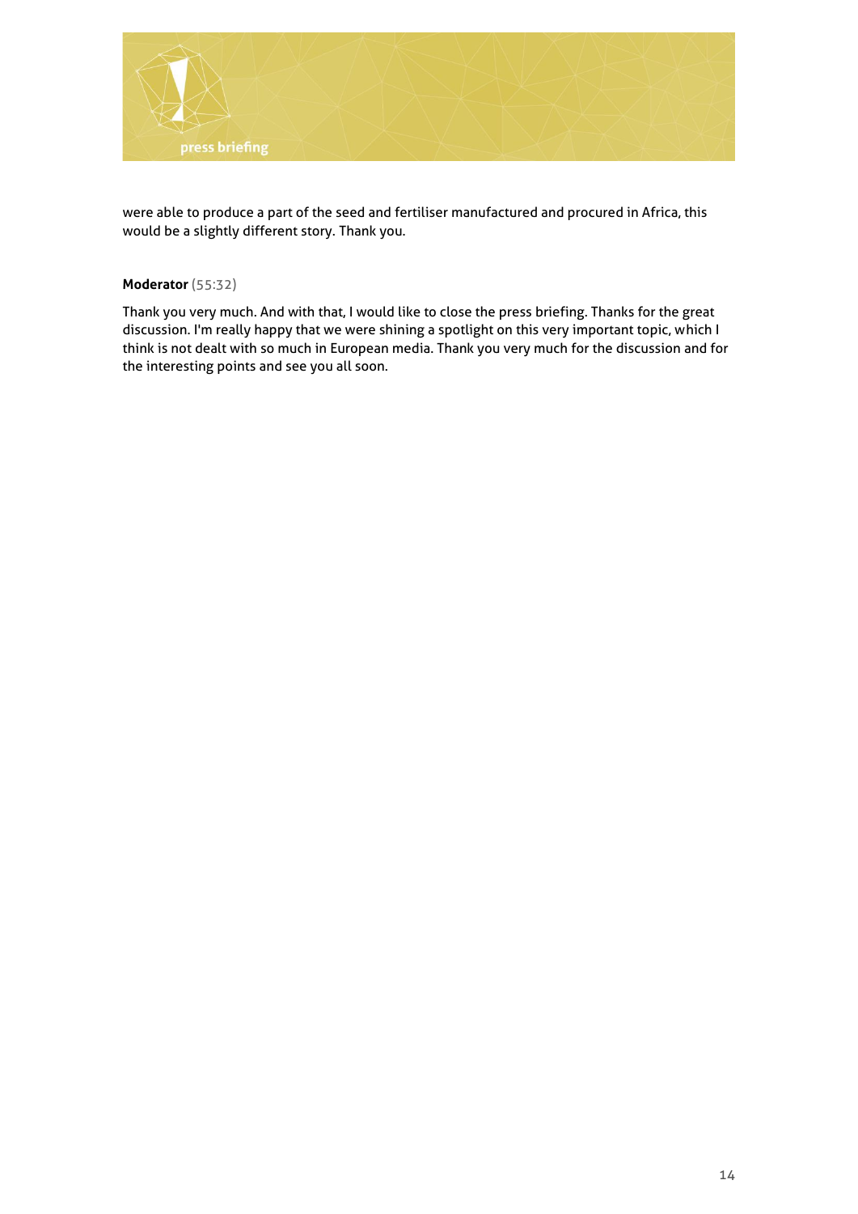were able to produce a part of the seed and fertiliser manufactured and procured in Africa, this would be a slightly different story. Thank you.

**Moderator** (55:32)

Thank you very much. And with that, I would like to close the press briefing. Thanks for the great discussion. I'm really happy that we were shining a spotlight on this very important topic, which I think is not dealt with so much in European media. Thank you very much for the discussion and for the interesting points and see you all soon.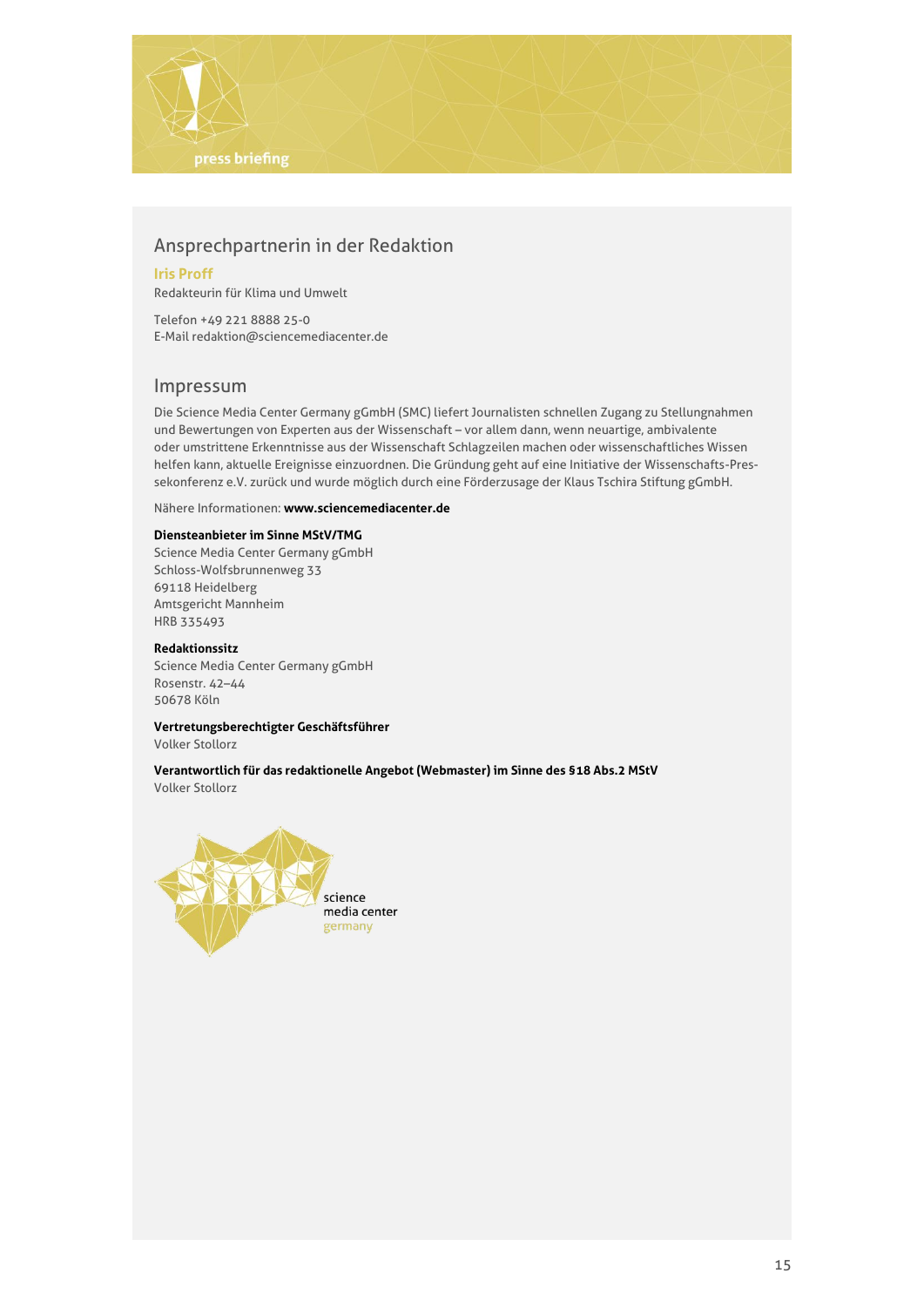press briefing

## Ansprechpartnerin in der Redaktion

**Iris Proff**
Redakteurin für Klima und Umwelt

Telefon +49 221 8888 25-0
E-Mail redaktion@sciencemediacenter.de

## Impressum

Die Science Media Center Germany gGmbH (SMC) liefert Journalisten schnellen Zugang zu Stellungnahmen und Bewertungen von Experten aus der Wissenschaft – vor allem dann, wenn neuartige, ambivalente oder umstrittene Erkenntnisse aus der Wissenschaft Schlagzeilen machen oder wissenschaftliches Wissen helfen kann, aktuelle Ereignisse einzuordnen. Die Gründung geht auf eine Initiative der Wissenschafts-Pressekonferenz e.V. zurück und wurde möglich durch eine Förderzusage der Klaus Tschira Stiftung gGmbH.

Nähere Informationen: **www.sciencemediacenter.de**

**Diensteanbieter im Sinne MStV/TMG**
Science Media Center Germany gGmbH
Schloss-Wolfsbrunnenweg 33
69118 Heidelberg
Amtsgericht Mannheim
HRB 335493

**Redaktionssitz**
Science Media Center Germany gGmbH
Rosenstr. 42–44
50678 Köln

**Vertretungsberechtigter Geschäftsführer**
Volker Stollorz

**Verantwortlich für das redaktionelle Angebot (Webmaster) im Sinne des §18 Abs.2 MStV**
Volker Stollorz

science
media center
germany